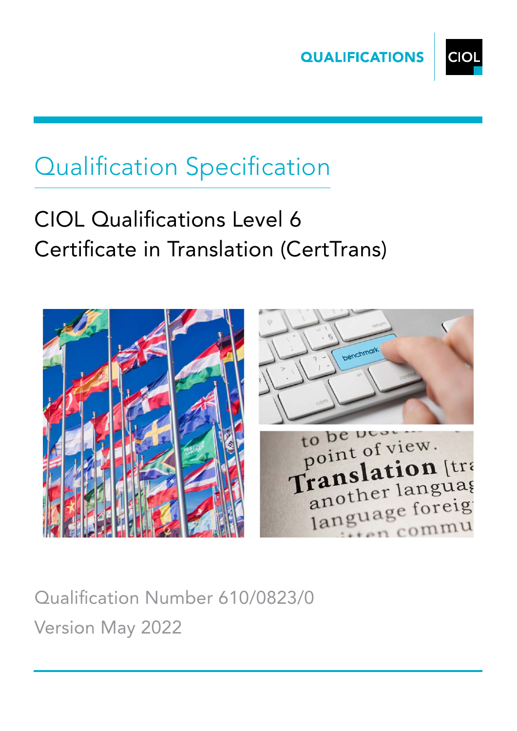QUALIFICATIONS

CIOL

# Qualification Specification

## CIOL Qualifications Level 6 Certificate in Translation (CertTrans)

Qualification Number 610/0823/0

Version May 2022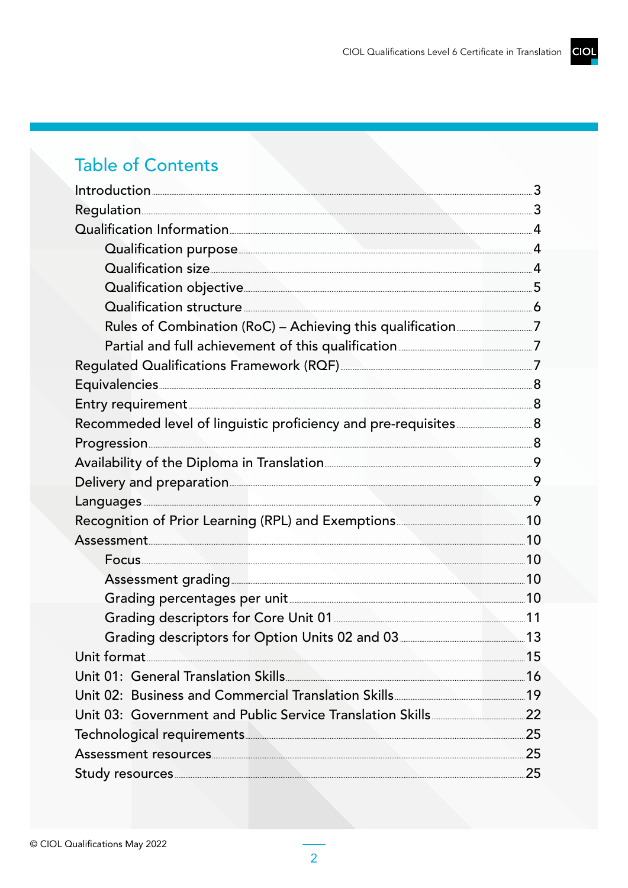## Table of Contents

- Introduction ... 3
- Regulation ... 3
- Qualification Information ... 4
  - Qualification purpose ... 4
  - Qualification size ... 4
  - Qualification objective ... 5
  - Qualification structure ... 6
  - Rules of Combination (RoC) – Achieving this qualification ... 7
  - Partial and full achievement of this qualification ... 7
- Regulated Qualifications Framework (RQF) ... 7
- Equivalencies ... 8
- Entry requirement ... 8
- Recommeded level of linguistic proficiency and pre-requisites ... 8
- Progression ... 8
- Availability of the Diploma in Translation ... 9
- Delivery and preparation ... 9
- Languages ... 9
- Recognition of Prior Learning (RPL) and Exemptions ... 10
- Assessment ... 10
  - Focus ... 10
  - Assessment grading ... 10
  - Grading percentages per unit ... 10
  - Grading descriptors for Core Unit 01 ... 11
  - Grading descriptors for Option Units 02 and 03 ... 13
- Unit format ... 15
- Unit 01: General Translation Skills ... 16
- Unit 02: Business and Commercial Translation Skills ... 19
- Unit 03: Government and Public Service Translation Skills ... 22
- Technological requirements ... 25
- Assessment resources ... 25
- Study resources ... 25

© CIOL Qualifications May 2022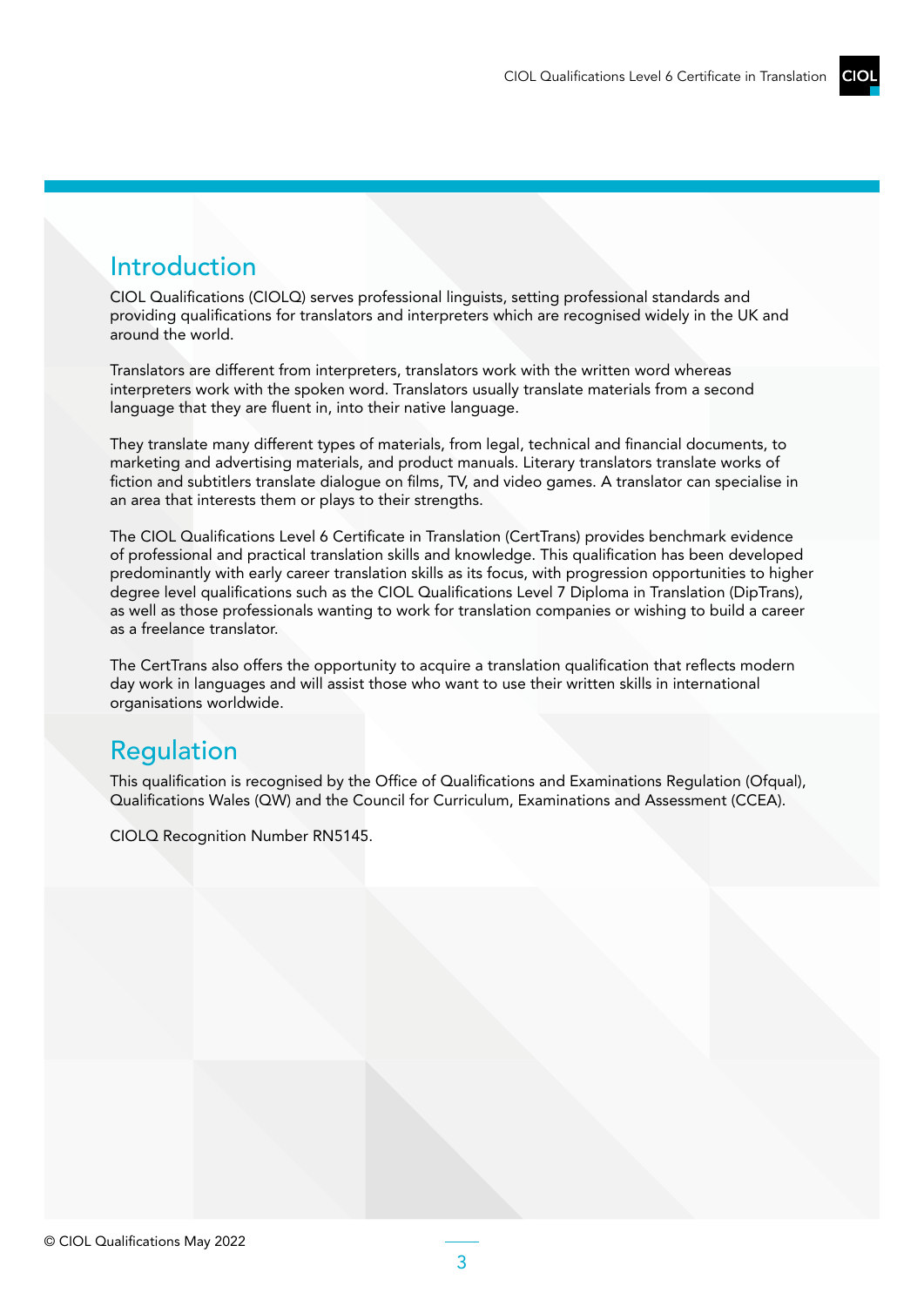## Introduction

CIOL Qualifications (CIOLQ) serves professional linguists, setting professional standards and providing qualifications for translators and interpreters which are recognised widely in the UK and around the world.

Translators are different from interpreters, translators work with the written word whereas interpreters work with the spoken word. Translators usually translate materials from a second language that they are fluent in, into their native language.

They translate many different types of materials, from legal, technical and financial documents, to marketing and advertising materials, and product manuals. Literary translators translate works of fiction and subtitlers translate dialogue on films, TV, and video games. A translator can specialise in an area that interests them or plays to their strengths.

The CIOL Qualifications Level 6 Certificate in Translation (CertTrans) provides benchmark evidence of professional and practical translation skills and knowledge. This qualification has been developed predominantly with early career translation skills as its focus, with progression opportunities to higher degree level qualifications such as the CIOL Qualifications Level 7 Diploma in Translation (DipTrans), as well as those professionals wanting to work for translation companies or wishing to build a career as a freelance translator.

The CertTrans also offers the opportunity to acquire a translation qualification that reflects modern day work in languages and will assist those who want to use their written skills in international organisations worldwide.

## Regulation

This qualification is recognised by the Office of Qualifications and Examinations Regulation (Ofqual), Qualifications Wales (QW) and the Council for Curriculum, Examinations and Assessment (CCEA).

CIOLQ Recognition Number RN5145.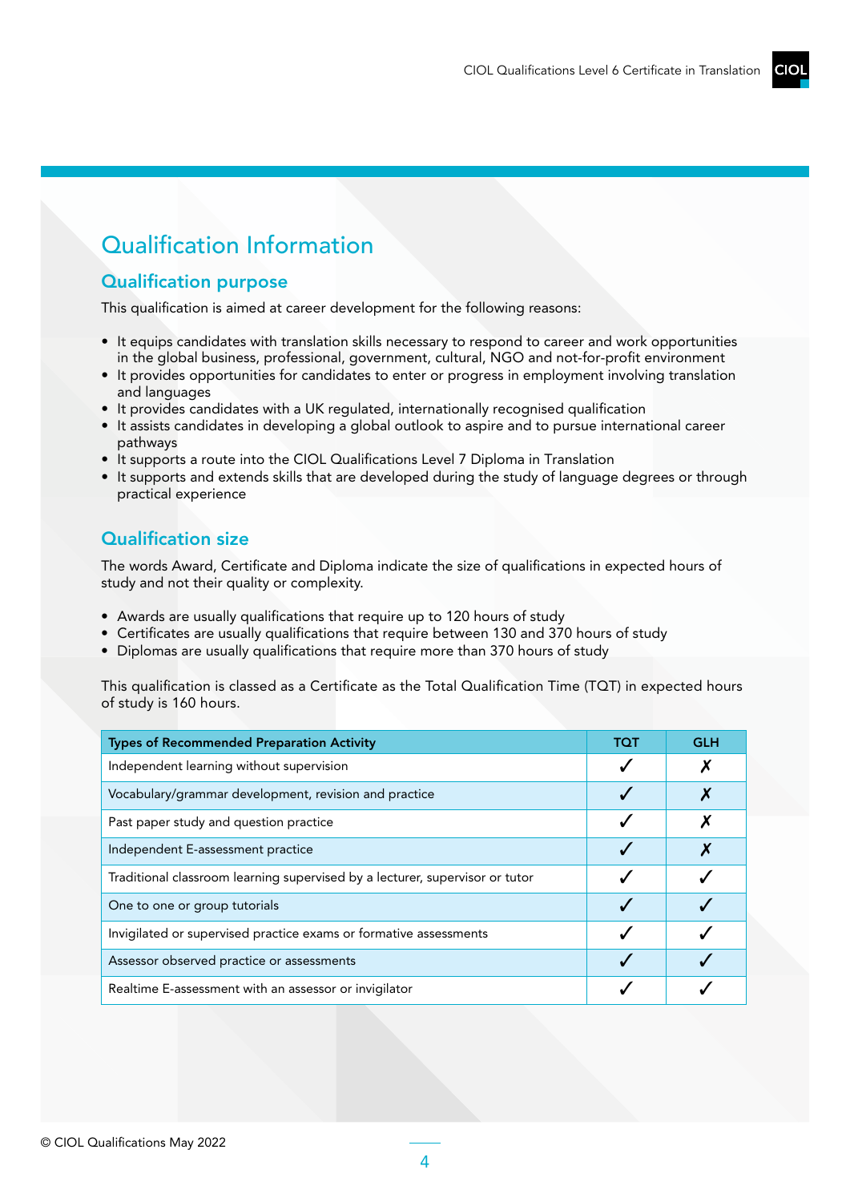# Qualification Information

## Qualification purpose

This qualification is aimed at career development for the following reasons:

- It equips candidates with translation skills necessary to respond to career and work opportunities in the global business, professional, government, cultural, NGO and not-for-profit environment
- It provides opportunities for candidates to enter or progress in employment involving translation and languages
- It provides candidates with a UK regulated, internationally recognised qualification
- It assists candidates in developing a global outlook to aspire and to pursue international career pathways
- It supports a route into the CIOL Qualifications Level 7 Diploma in Translation
- It supports and extends skills that are developed during the study of language degrees or through practical experience

## Qualification size

The words Award, Certificate and Diploma indicate the size of qualifications in expected hours of study and not their quality or complexity.

- Awards are usually qualifications that require up to 120 hours of study
- Certificates are usually qualifications that require between 130 and 370 hours of study
- Diplomas are usually qualifications that require more than 370 hours of study

This qualification is classed as a Certificate as the Total Qualification Time (TQT) in expected hours of study is 160 hours.

| Types of Recommended Preparation Activity | TQT | GLH |
|---|---|---|
| Independent learning without supervision | ✓ | ✗ |
| Vocabulary/grammar development, revision and practice | ✓ | ✗ |
| Past paper study and question practice | ✓ | ✗ |
| Independent E-assessment practice | ✓ | ✗ |
| Traditional classroom learning supervised by a lecturer, supervisor or tutor | ✓ | ✓ |
| One to one or group tutorials | ✓ | ✓ |
| Invigilated or supervised practice exams or formative assessments | ✓ | ✓ |
| Assessor observed practice or assessments | ✓ | ✓ |
| Realtime E-assessment with an assessor or invigilator | ✓ | ✓ |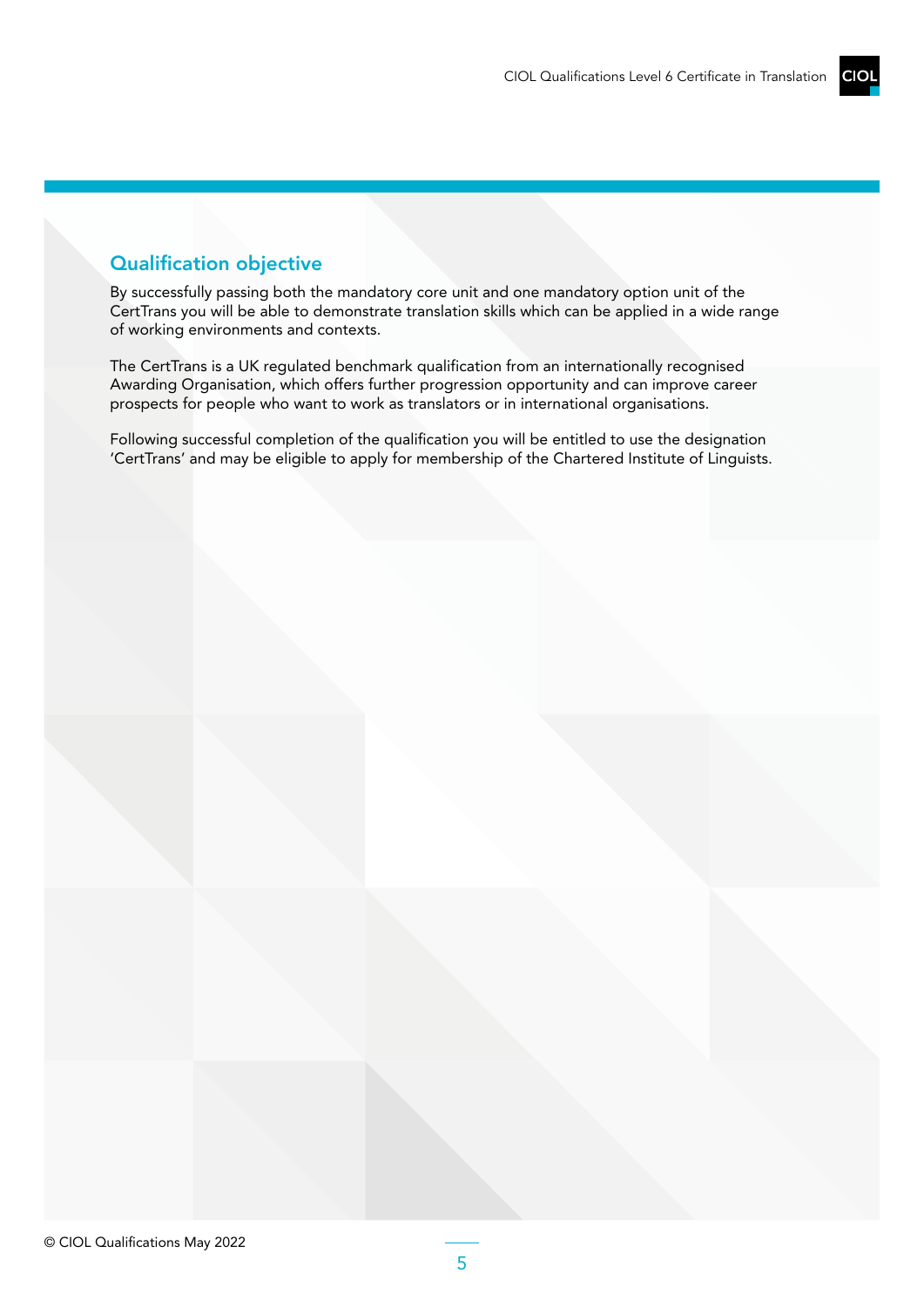## Qualification objective

By successfully passing both the mandatory core unit and one mandatory option unit of the CertTrans you will be able to demonstrate translation skills which can be applied in a wide range of working environments and contexts.

The CertTrans is a UK regulated benchmark qualification from an internationally recognised Awarding Organisation, which offers further progression opportunity and can improve career prospects for people who want to work as translators or in international organisations.

Following successful completion of the qualification you will be entitled to use the designation 'CertTrans' and may be eligible to apply for membership of the Chartered Institute of Linguists.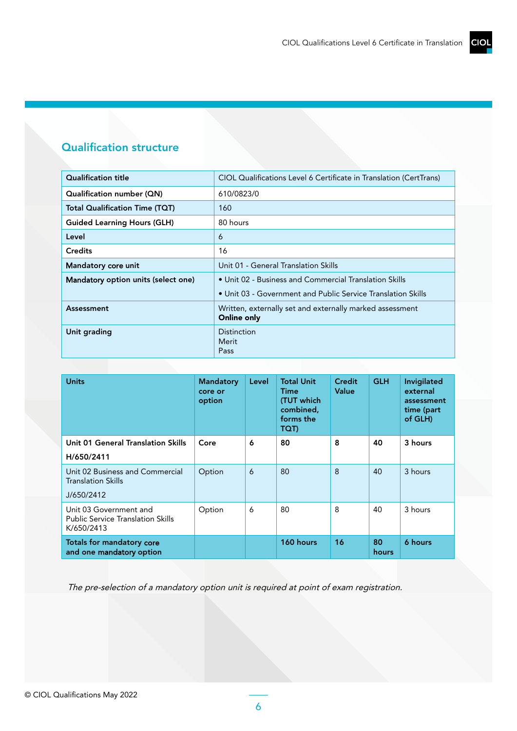## Qualification structure

| Qualification title | CIOL Qualifications Level 6 Certificate in Translation (CertTrans) |
|---|---|
| **Qualification number (QN)** | 610/0823/0 |
| **Total Qualification Time (TQT)** | 160 |
| **Guided Learning Hours (GLH)** | 80 hours |
| **Level** | 6 |
| **Credits** | 16 |
| **Mandatory core unit** | Unit 01 - General Translation Skills |
| **Mandatory option units (select one)** | • Unit 02 - Business and Commercial Translation Skills<br>• Unit 03 - Government and Public Service Translation Skills |
| **Assessment** | Written, externally set and externally marked assessment<br>**Online only** |
| **Unit grading** | Distinction<br>Merit<br>Pass |

| Units | Mandatory core or option | Level | Total Unit Time (TUT which combined, forms the TQT) | Credit Value | GLH | Invigilated external assessment time (part of GLH) |
|---|---|---|---|---|---|---|
| **Unit 01 General Translation Skills**<br>**H/650/2411** | **Core** | **6** | **80** | **8** | **40** | **3 hours** |
| Unit 02 Business and Commercial Translation Skills<br>J/650/2412 | Option | 6 | 80 | 8 | 40 | 3 hours |
| Unit 03 Government and Public Service Translation Skills<br>K/650/2413 | Option | 6 | 80 | 8 | 40 | 3 hours |
| **Totals for mandatory core and one mandatory option** | | | **160 hours** | **16** | **80 hours** | **6 hours** |

*The pre-selection of a mandatory option unit is required at point of exam registration.*

© CIOL Qualifications May 2022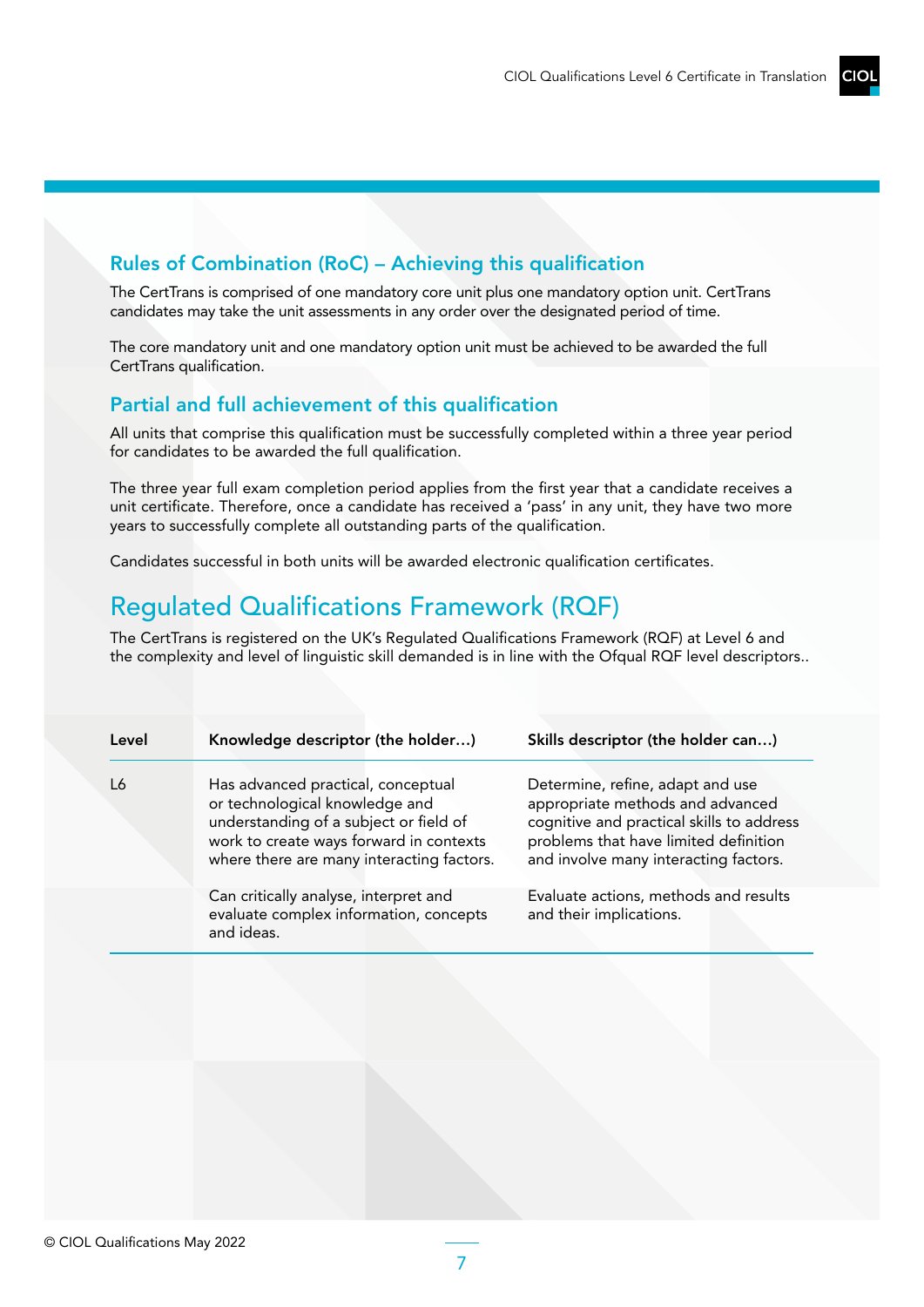## Rules of Combination (RoC) – Achieving this qualification

The CertTrans is comprised of one mandatory core unit plus one mandatory option unit. CertTrans candidates may take the unit assessments in any order over the designated period of time.

The core mandatory unit and one mandatory option unit must be achieved to be awarded the full CertTrans qualification.

## Partial and full achievement of this qualification

All units that comprise this qualification must be successfully completed within a three year period for candidates to be awarded the full qualification.

The three year full exam completion period applies from the first year that a candidate receives a unit certificate. Therefore, once a candidate has received a 'pass' in any unit, they have two more years to successfully complete all outstanding parts of the qualification.

Candidates successful in both units will be awarded electronic qualification certificates.

# Regulated Qualifications Framework (RQF)

The CertTrans is registered on the UK's Regulated Qualifications Framework (RQF) at Level 6 and the complexity and level of linguistic skill demanded is in line with the Ofqual RQF level descriptors..

| Level | Knowledge descriptor (the holder…) | Skills descriptor (the holder can…) |
|---|---|---|
| L6 | Has advanced practical, conceptual or technological knowledge and understanding of a subject or field of work to create ways forward in contexts where there are many interacting factors. | Determine, refine, adapt and use appropriate methods and advanced cognitive and practical skills to address problems that have limited definition and involve many interacting factors. |
| | Can critically analyse, interpret and evaluate complex information, concepts and ideas. | Evaluate actions, methods and results and their implications. |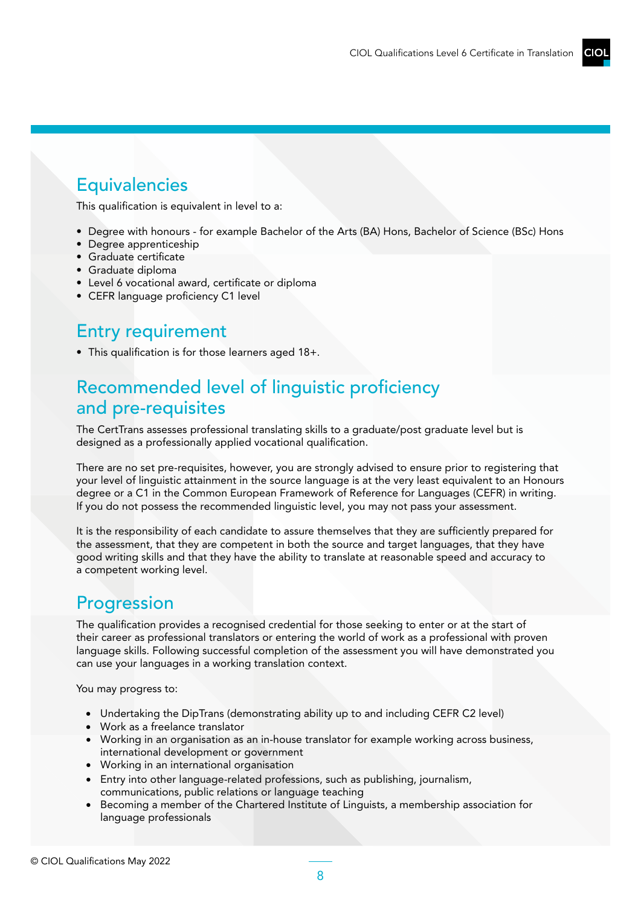## Equivalencies

This qualification is equivalent in level to a:

- Degree with honours - for example Bachelor of the Arts (BA) Hons, Bachelor of Science (BSc) Hons
- Degree apprenticeship
- Graduate certificate
- Graduate diploma
- Level 6 vocational award, certificate or diploma
- CEFR language proficiency C1 level

## Entry requirement

- This qualification is for those learners aged 18+.

## Recommended level of linguistic proficiency and pre-requisites

The CertTrans assesses professional translating skills to a graduate/post graduate level but is designed as a professionally applied vocational qualification.

There are no set pre-requisites, however, you are strongly advised to ensure prior to registering that your level of linguistic attainment in the source language is at the very least equivalent to an Honours degree or a C1 in the Common European Framework of Reference for Languages (CEFR) in writing. If you do not possess the recommended linguistic level, you may not pass your assessment.

It is the responsibility of each candidate to assure themselves that they are sufficiently prepared for the assessment, that they are competent in both the source and target languages, that they have good writing skills and that they have the ability to translate at reasonable speed and accuracy to a competent working level.

## Progression

The qualification provides a recognised credential for those seeking to enter or at the start of their career as professional translators or entering the world of work as a professional with proven language skills. Following successful completion of the assessment you will have demonstrated you can use your languages in a working translation context.

You may progress to:

- Undertaking the DipTrans (demonstrating ability up to and including CEFR C2 level)
- Work as a freelance translator
- Working in an organisation as an in-house translator for example working across business, international development or government
- Working in an international organisation
- Entry into other language-related professions, such as publishing, journalism, communications, public relations or language teaching
- Becoming a member of the Chartered Institute of Linguists, a membership association for language professionals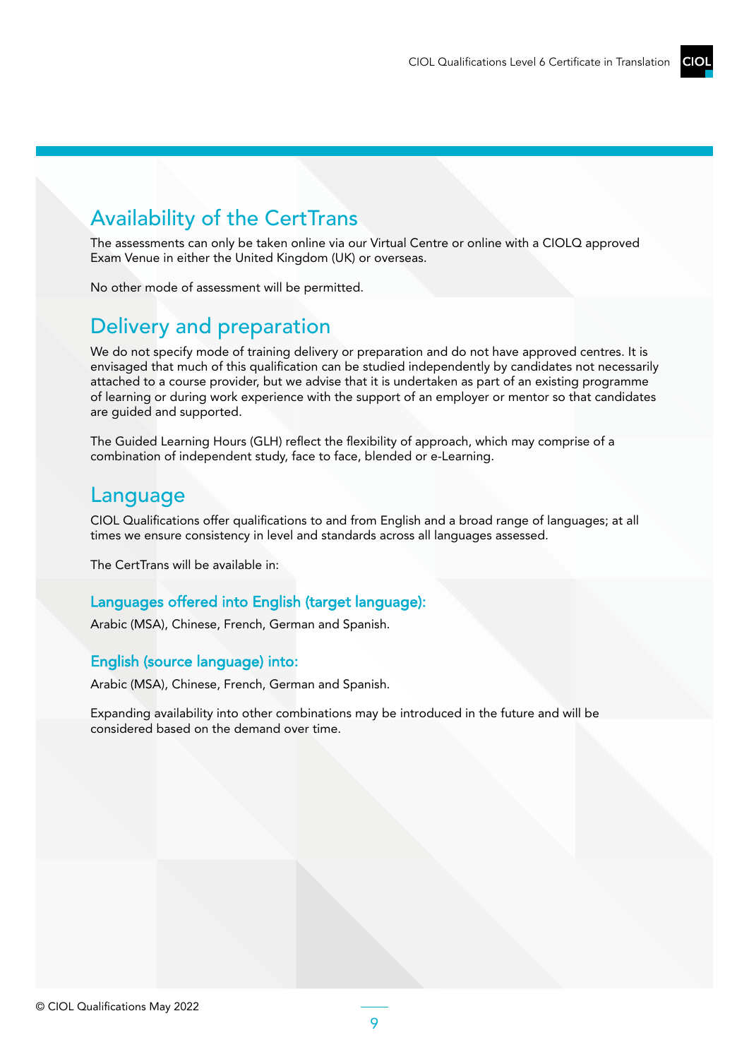## Availability of the CertTrans

The assessments can only be taken online via our Virtual Centre or online with a CIOLQ approved Exam Venue in either the United Kingdom (UK) or overseas.

No other mode of assessment will be permitted.

## Delivery and preparation

We do not specify mode of training delivery or preparation and do not have approved centres. It is envisaged that much of this qualification can be studied independently by candidates not necessarily attached to a course provider, but we advise that it is undertaken as part of an existing programme of learning or during work experience with the support of an employer or mentor so that candidates are guided and supported.

The Guided Learning Hours (GLH) reflect the flexibility of approach, which may comprise of a combination of independent study, face to face, blended or e-Learning.

## Language

CIOL Qualifications offer qualifications to and from English and a broad range of languages; at all times we ensure consistency in level and standards across all languages assessed.

The CertTrans will be available in:

### Languages offered into English (target language):

Arabic (MSA), Chinese, French, German and Spanish.

### English (source language) into:

Arabic (MSA), Chinese, French, German and Spanish.

Expanding availability into other combinations may be introduced in the future and will be considered based on the demand over time.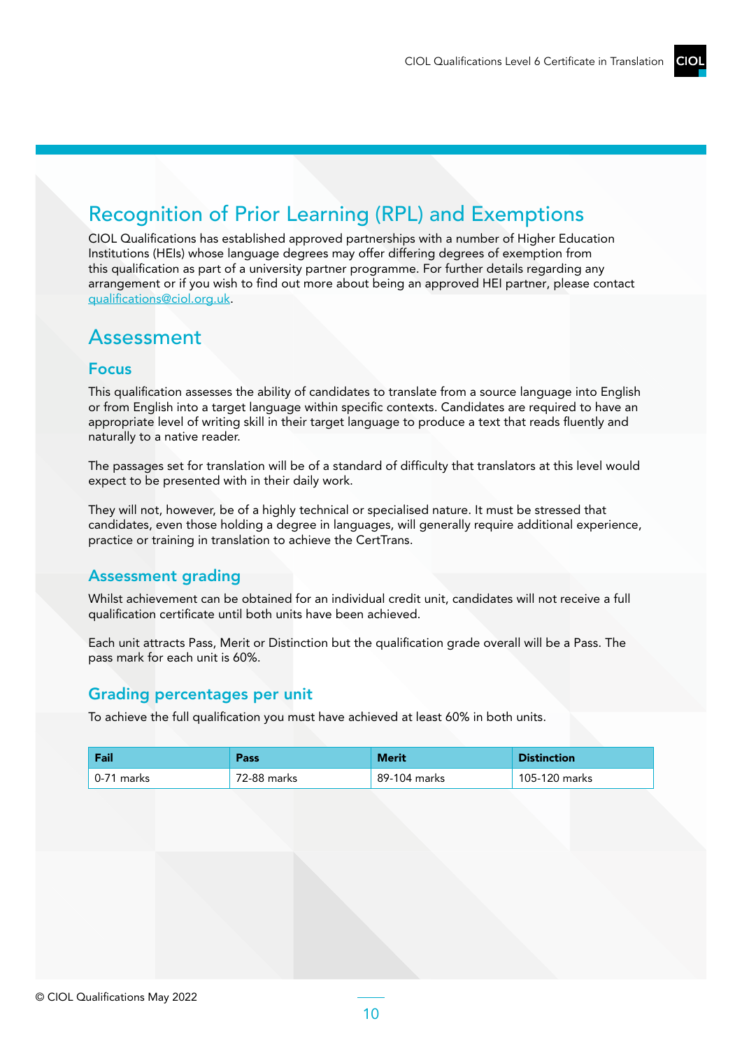## Recognition of Prior Learning (RPL) and Exemptions

CIOL Qualifications has established approved partnerships with a number of Higher Education Institutions (HEIs) whose language degrees may offer differing degrees of exemption from this qualification as part of a university partner programme. For further details regarding any arrangement or if you wish to find out more about being an approved HEI partner, please contact qualifications@ciol.org.uk.

## Assessment

### Focus

This qualification assesses the ability of candidates to translate from a source language into English or from English into a target language within specific contexts. Candidates are required to have an appropriate level of writing skill in their target language to produce a text that reads fluently and naturally to a native reader.

The passages set for translation will be of a standard of difficulty that translators at this level would expect to be presented with in their daily work.

They will not, however, be of a highly technical or specialised nature. It must be stressed that candidates, even those holding a degree in languages, will generally require additional experience, practice or training in translation to achieve the CertTrans.

### Assessment grading

Whilst achievement can be obtained for an individual credit unit, candidates will not receive a full qualification certificate until both units have been achieved.

Each unit attracts Pass, Merit or Distinction but the qualification grade overall will be a Pass. The pass mark for each unit is 60%.

### Grading percentages per unit

To achieve the full qualification you must have achieved at least 60% in both units.

| Fail | Pass | Merit | Distinction |
|---|---|---|---|
| 0-71 marks | 72-88 marks | 89-104 marks | 105-120 marks |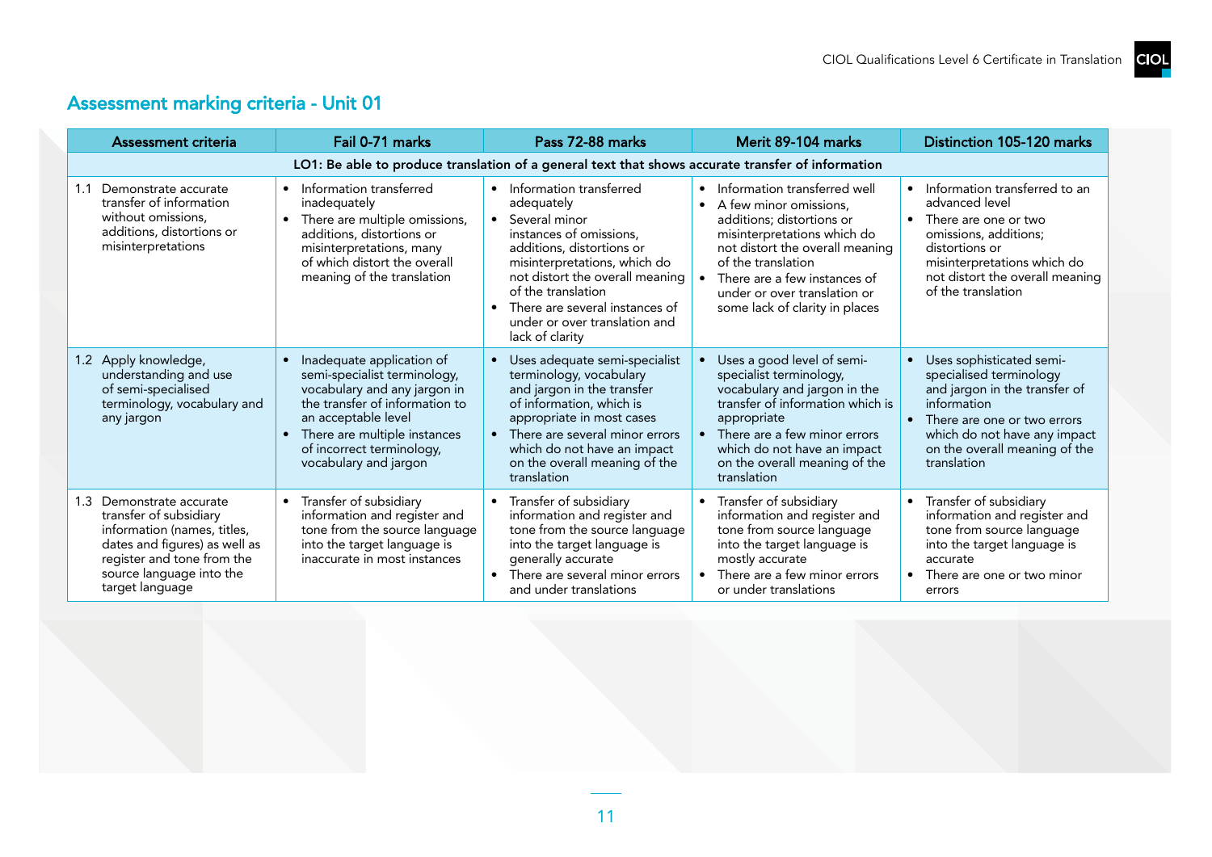## Assessment marking criteria - Unit 01

| Assessment criteria | Fail 0-71 marks | Pass 72-88 marks | Merit 89-104 marks | Distinction 105-120 marks |
|---|---|---|---|---|
| **LO1: Be able to produce translation of a general text that shows accurate transfer of information** | | | | |
| 1.1 Demonstrate accurate transfer of information without omissions, additions, distortions or misinterpretations | • Information transferred inadequately<br>• There are multiple omissions, additions, distortions or misinterpretations, many of which distort the overall meaning of the translation | • Information transferred adequately<br>• Several minor instances of omissions, additions, distortions or misinterpretations, which do not distort the overall meaning of the translation<br>• There are several instances of under or over translation and lack of clarity | • Information transferred well<br>• A few minor omissions, additions; distortions or misinterpretations which do not distort the overall meaning of the translation<br>• There are a few instances of under or over translation or some lack of clarity in places | • Information transferred to an advanced level<br>• There are one or two omissions, additions; distortions or misinterpretations which do not distort the overall meaning of the translation |
| 1.2 Apply knowledge, understanding and use of semi-specialised terminology, vocabulary and any jargon | • Inadequate application of semi-specialist terminology, vocabulary and any jargon in the transfer of information to an acceptable level<br>• There are multiple instances of incorrect terminology, vocabulary and jargon | • Uses adequate semi-specialist terminology, vocabulary and jargon in the transfer of information, which is appropriate in most cases<br>• There are several minor errors which do not have an impact on the overall meaning of the translation | • Uses a good level of semi-specialist terminology, vocabulary and jargon in the transfer of information which is appropriate<br>• There are a few minor errors which do not have an impact on the overall meaning of the translation | • Uses sophisticated semi-specialised terminology and jargon in the transfer of information<br>• There are one or two errors which do not have any impact on the overall meaning of the translation |
| 1.3 Demonstrate accurate transfer of subsidiary information (names, titles, dates and figures) as well as register and tone from the source language into the target language | • Transfer of subsidiary information and register and tone from the source language into the target language is inaccurate in most instances | • Transfer of subsidiary information and register and tone from the source language into the target language is generally accurate<br>• There are several minor errors and under translations | • Transfer of subsidiary information and register and tone from source language into the target language is mostly accurate<br>• There are a few minor errors or under translations | • Transfer of subsidiary information and register and tone from source language into the target language is accurate<br>• There are one or two minor errors |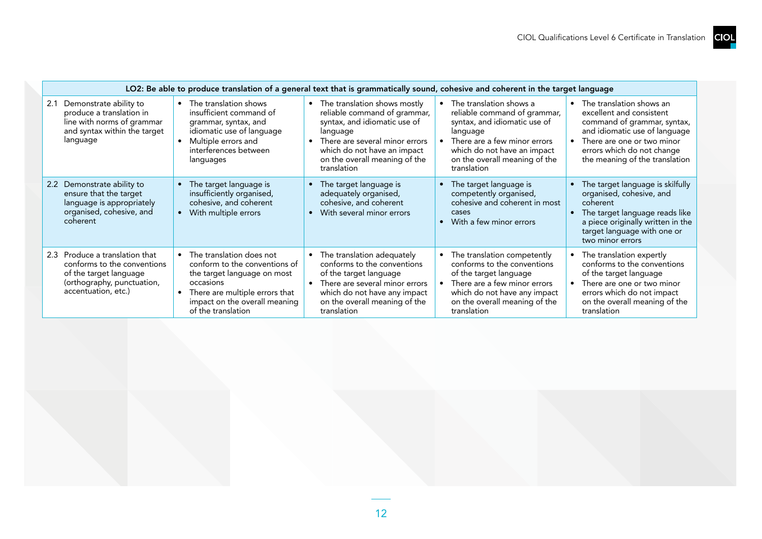| LO2: Be able to produce translation of a general text that is grammatically sound, cohesive and coherent in the target language | | | | |
|---|---|---|---|---|
| 2.1 Demonstrate ability to produce a translation in line with norms of grammar and syntax within the target language | • The translation shows insufficient command of grammar, syntax, and idiomatic use of language<br>• Multiple errors and interferences between languages | • The translation shows mostly reliable command of grammar, syntax, and idiomatic use of language<br>• There are several minor errors which do not have an impact on the overall meaning of the translation | • The translation shows a reliable command of grammar, syntax, and idiomatic use of language<br>• There are a few minor errors which do not have an impact on the overall meaning of the translation | • The translation shows an excellent and consistent command of grammar, syntax, and idiomatic use of language<br>• There are one or two minor errors which do not change the meaning of the translation |
| 2.2 Demonstrate ability to ensure that the target language is appropriately organised, cohesive, and coherent | • The target language is insufficiently organised, cohesive, and coherent<br>• With multiple errors | • The target language is adequately organised, cohesive, and coherent<br>• With several minor errors | • The target language is competently organised, cohesive and coherent in most cases<br>• With a few minor errors | • The target language is skilfully organised, cohesive, and coherent<br>• The target language reads like a piece originally written in the target language with one or two minor errors |
| 2.3 Produce a translation that conforms to the conventions of the target language (orthography, punctuation, accentuation, etc.) | • The translation does not conform to the conventions of the target language on most occasions<br>• There are multiple errors that impact on the overall meaning of the translation | • The translation adequately conforms to the conventions of the target language<br>• There are several minor errors which do not have any impact on the overall meaning of the translation | • The translation competently conforms to the conventions of the target language<br>• There are a few minor errors which do not have any impact on the overall meaning of the translation | • The translation expertly conforms to the conventions of the target language<br>• There are one or two minor errors which do not impact on the overall meaning of the translation |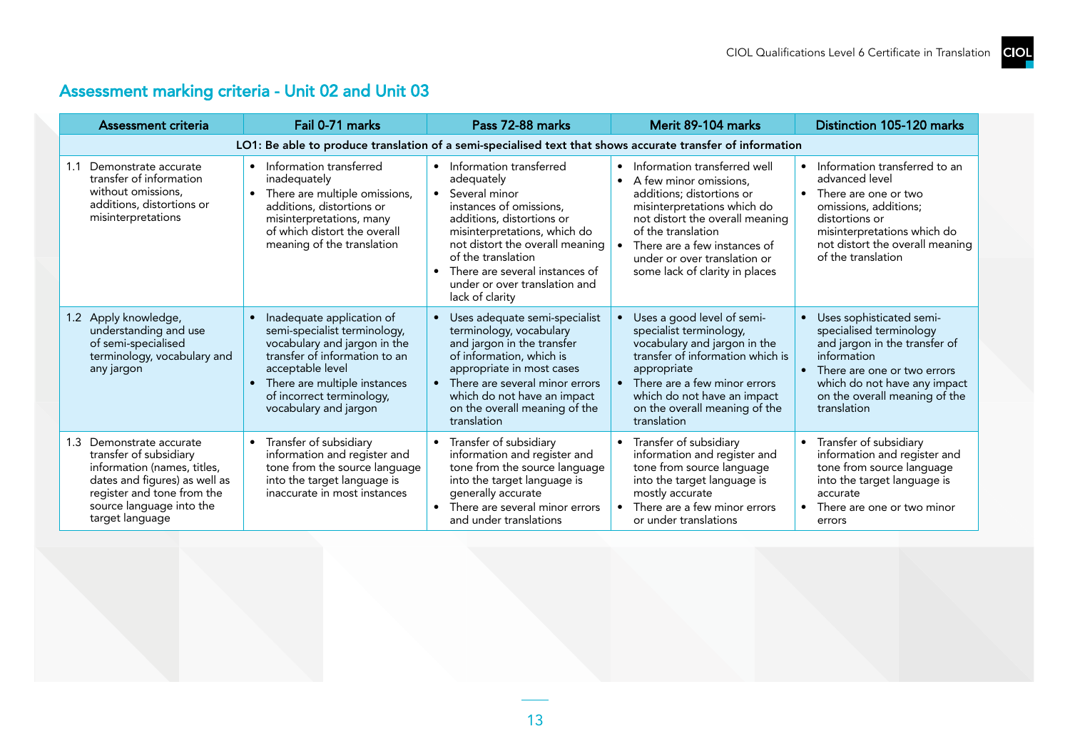## Assessment marking criteria - Unit 02 and Unit 03

| Assessment criteria | Fail 0-71 marks | Pass 72-88 marks | Merit 89-104 marks | Distinction 105-120 marks |
|---|---|---|---|---|
| **LO1: Be able to produce translation of a semi-specialised text that shows accurate transfer of information** | | | | |
| 1.1 Demonstrate accurate transfer of information without omissions, additions, distortions or misinterpretations | • Information transferred inadequately<br>• There are multiple omissions, additions, distortions or misinterpretations, many of which distort the overall meaning of the translation | • Information transferred adequately<br>• Several minor instances of omissions, additions, distortions or misinterpretations, which do not distort the overall meaning of the translation<br>• There are several instances of under or over translation and lack of clarity | • Information transferred well<br>• A few minor omissions, additions; distortions or misinterpretations which do not distort the overall meaning of the translation<br>• There are a few instances of under or over translation or some lack of clarity in places | • Information transferred to an advanced level<br>• There are one or two omissions, additions; distortions or misinterpretations which do not distort the overall meaning of the translation |
| 1.2 Apply knowledge, understanding and use of semi-specialised terminology, vocabulary and any jargon | • Inadequate application of semi-specialist terminology, vocabulary and jargon in the transfer of information to an acceptable level<br>• There are multiple instances of incorrect terminology, vocabulary and jargon | • Uses adequate semi-specialist terminology, vocabulary and jargon in the transfer of information, which is appropriate in most cases<br>• There are several minor errors which do not have an impact on the overall meaning of the translation | • Uses a good level of semi-specialist terminology, vocabulary and jargon in the transfer of information which is appropriate<br>• There are a few minor errors which do not have an impact on the overall meaning of the translation | • Uses sophisticated semi-specialised terminology and jargon in the transfer of information<br>• There are one or two errors which do not have any impact on the overall meaning of the translation |
| 1.3 Demonstrate accurate transfer of subsidiary information (names, titles, dates and figures) as well as register and tone from the source language into the target language | • Transfer of subsidiary information and register and tone from the source language into the target language is inaccurate in most instances | • Transfer of subsidiary information and register and tone from the source language into the target language is generally accurate<br>• There are several minor errors and under translations | • Transfer of subsidiary information and register and tone from source language into the target language is mostly accurate<br>• There are a few minor errors or under translations | • Transfer of subsidiary information and register and tone from source language into the target language is accurate<br>• There are one or two minor errors |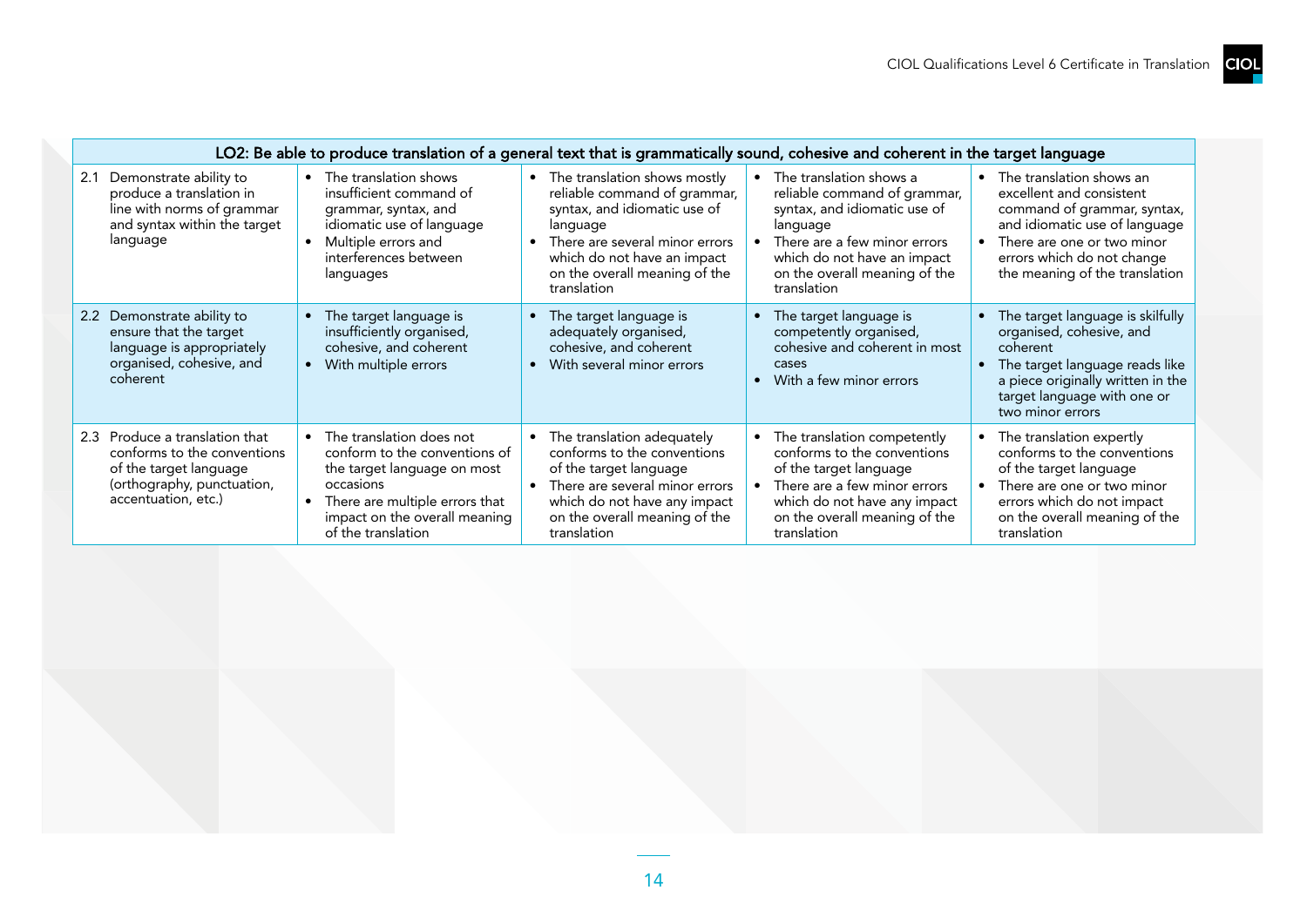| LO2: Be able to produce translation of a general text that is grammatically sound, cohesive and coherent in the target language | | | | |
|---|---|---|---|---|
| 2.1 Demonstrate ability to produce a translation in line with norms of grammar and syntax within the target language | • The translation shows insufficient command of grammar, syntax, and idiomatic use of language<br>• Multiple errors and interferences between languages | • The translation shows mostly reliable command of grammar, syntax, and idiomatic use of language<br>• There are several minor errors which do not have an impact on the overall meaning of the translation | • The translation shows a reliable command of grammar, syntax, and idiomatic use of language<br>• There are a few minor errors which do not have an impact on the overall meaning of the translation | • The translation shows an excellent and consistent command of grammar, syntax, and idiomatic use of language<br>• There are one or two minor errors which do not change the meaning of the translation |
| 2.2 Demonstrate ability to ensure that the target language is appropriately organised, cohesive, and coherent | • The target language is insufficiently organised, cohesive, and coherent<br>• With multiple errors | • The target language is adequately organised, cohesive, and coherent<br>• With several minor errors | • The target language is competently organised, cohesive and coherent in most cases<br>• With a few minor errors | • The target language is skilfully organised, cohesive, and coherent<br>• The target language reads like a piece originally written in the target language with one or two minor errors |
| 2.3 Produce a translation that conforms to the conventions of the target language (orthography, punctuation, accentuation, etc.) | • The translation does not conform to the conventions of the target language on most occasions<br>• There are multiple errors that impact on the overall meaning of the translation | • The translation adequately conforms to the conventions of the target language<br>• There are several minor errors which do not have any impact on the overall meaning of the translation | • The translation competently conforms to the conventions of the target language<br>• There are a few minor errors which do not have any impact on the overall meaning of the translation | • The translation expertly conforms to the conventions of the target language<br>• There are one or two minor errors which do not impact on the overall meaning of the translation |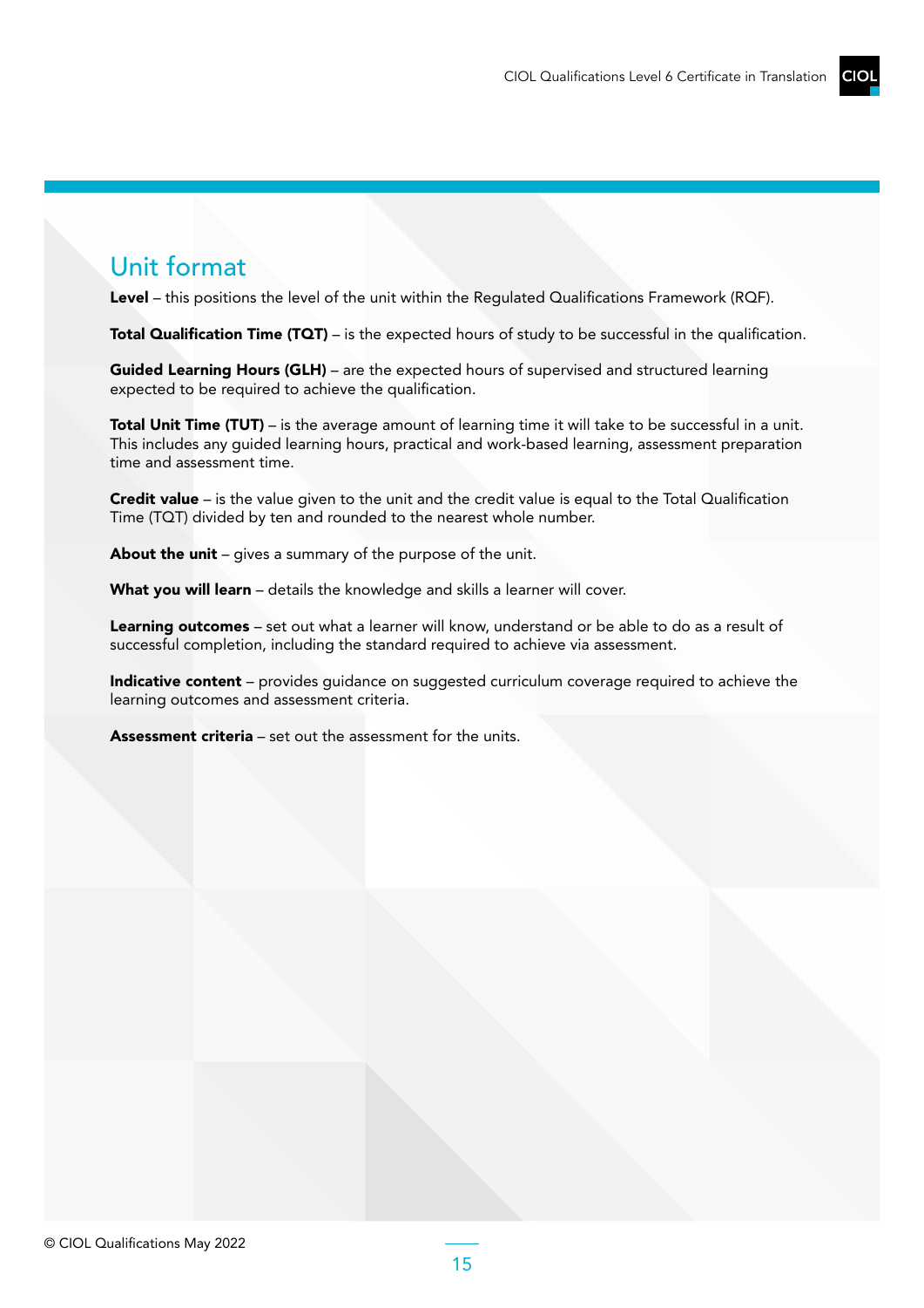## Unit format

**Level** – this positions the level of the unit within the Regulated Qualifications Framework (RQF).

**Total Qualification Time (TQT)** – is the expected hours of study to be successful in the qualification.

**Guided Learning Hours (GLH)** – are the expected hours of supervised and structured learning expected to be required to achieve the qualification.

**Total Unit Time (TUT)** – is the average amount of learning time it will take to be successful in a unit. This includes any guided learning hours, practical and work-based learning, assessment preparation time and assessment time.

**Credit value** – is the value given to the unit and the credit value is equal to the Total Qualification Time (TQT) divided by ten and rounded to the nearest whole number.

**About the unit** – gives a summary of the purpose of the unit.

**What you will learn** – details the knowledge and skills a learner will cover.

**Learning outcomes** – set out what a learner will know, understand or be able to do as a result of successful completion, including the standard required to achieve via assessment.

**Indicative content** – provides guidance on suggested curriculum coverage required to achieve the learning outcomes and assessment criteria.

**Assessment criteria** – set out the assessment for the units.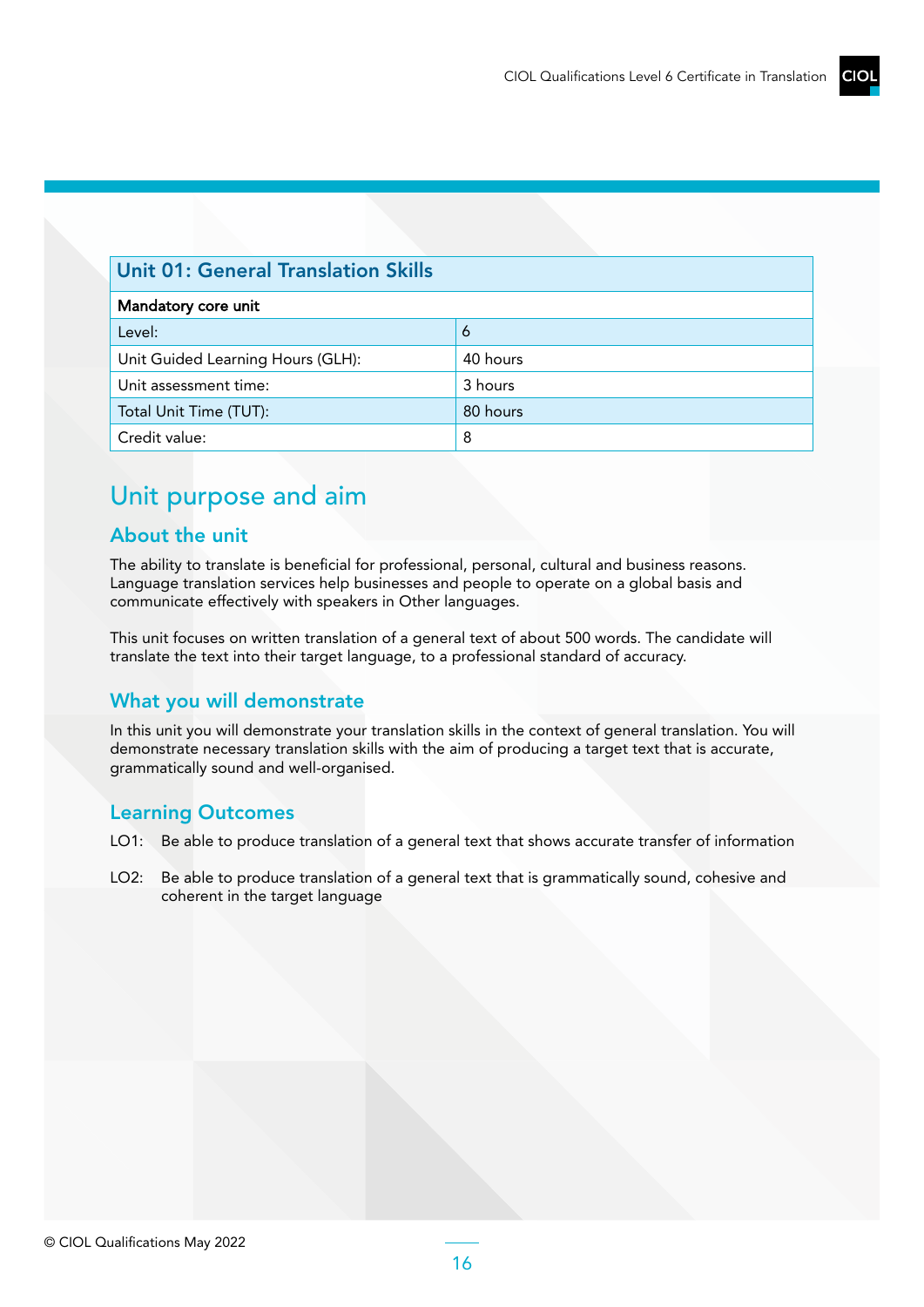| Unit 01: General Translation Skills | |
|---|---|
| **Mandatory core unit** | |
| Level: | 6 |
| Unit Guided Learning Hours (GLH): | 40 hours |
| Unit assessment time: | 3 hours |
| Total Unit Time (TUT): | 80 hours |
| Credit value: | 8 |

# Unit purpose and aim

## About the unit

The ability to translate is beneficial for professional, personal, cultural and business reasons. Language translation services help businesses and people to operate on a global basis and communicate effectively with speakers in Other languages.

This unit focuses on written translation of a general text of about 500 words. The candidate will translate the text into their target language, to a professional standard of accuracy.

## What you will demonstrate

In this unit you will demonstrate your translation skills in the context of general translation. You will demonstrate necessary translation skills with the aim of producing a target text that is accurate, grammatically sound and well-organised.

## Learning Outcomes

LO1: Be able to produce translation of a general text that shows accurate transfer of information

LO2: Be able to produce translation of a general text that is grammatically sound, cohesive and coherent in the target language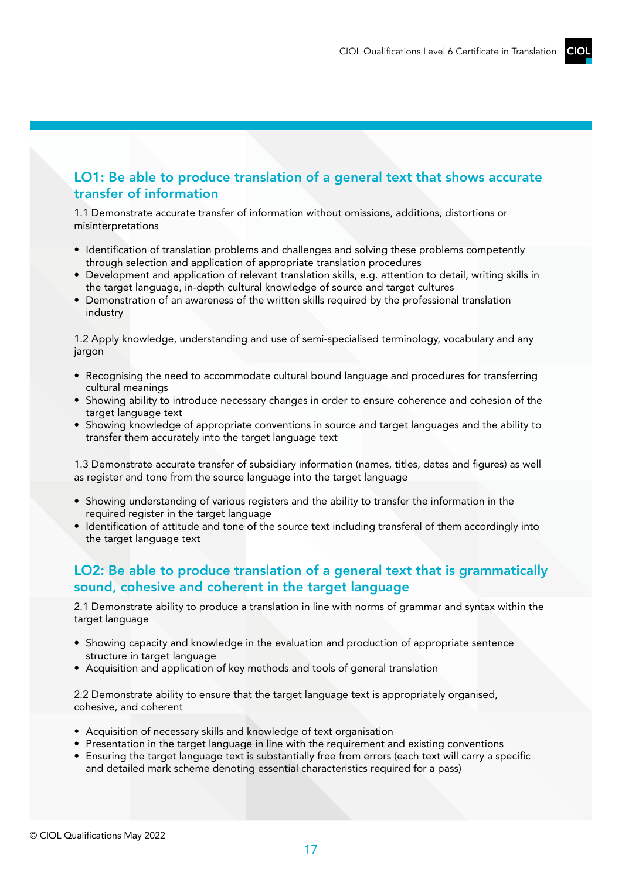## LO1: Be able to produce translation of a general text that shows accurate transfer of information

1.1 Demonstrate accurate transfer of information without omissions, additions, distortions or misinterpretations

- Identification of translation problems and challenges and solving these problems competently through selection and application of appropriate translation procedures
- Development and application of relevant translation skills, e.g. attention to detail, writing skills in the target language, in-depth cultural knowledge of source and target cultures
- Demonstration of an awareness of the written skills required by the professional translation industry

1.2 Apply knowledge, understanding and use of semi-specialised terminology, vocabulary and any jargon

- Recognising the need to accommodate cultural bound language and procedures for transferring cultural meanings
- Showing ability to introduce necessary changes in order to ensure coherence and cohesion of the target language text
- Showing knowledge of appropriate conventions in source and target languages and the ability to transfer them accurately into the target language text

1.3 Demonstrate accurate transfer of subsidiary information (names, titles, dates and figures) as well as register and tone from the source language into the target language

- Showing understanding of various registers and the ability to transfer the information in the required register in the target language
- Identification of attitude and tone of the source text including transferal of them accordingly into the target language text

## LO2: Be able to produce translation of a general text that is grammatically sound, cohesive and coherent in the target language

2.1 Demonstrate ability to produce a translation in line with norms of grammar and syntax within the target language

- Showing capacity and knowledge in the evaluation and production of appropriate sentence structure in target language
- Acquisition and application of key methods and tools of general translation

2.2 Demonstrate ability to ensure that the target language text is appropriately organised, cohesive, and coherent

- Acquisition of necessary skills and knowledge of text organisation
- Presentation in the target language in line with the requirement and existing conventions
- Ensuring the target language text is substantially free from errors (each text will carry a specific and detailed mark scheme denoting essential characteristics required for a pass)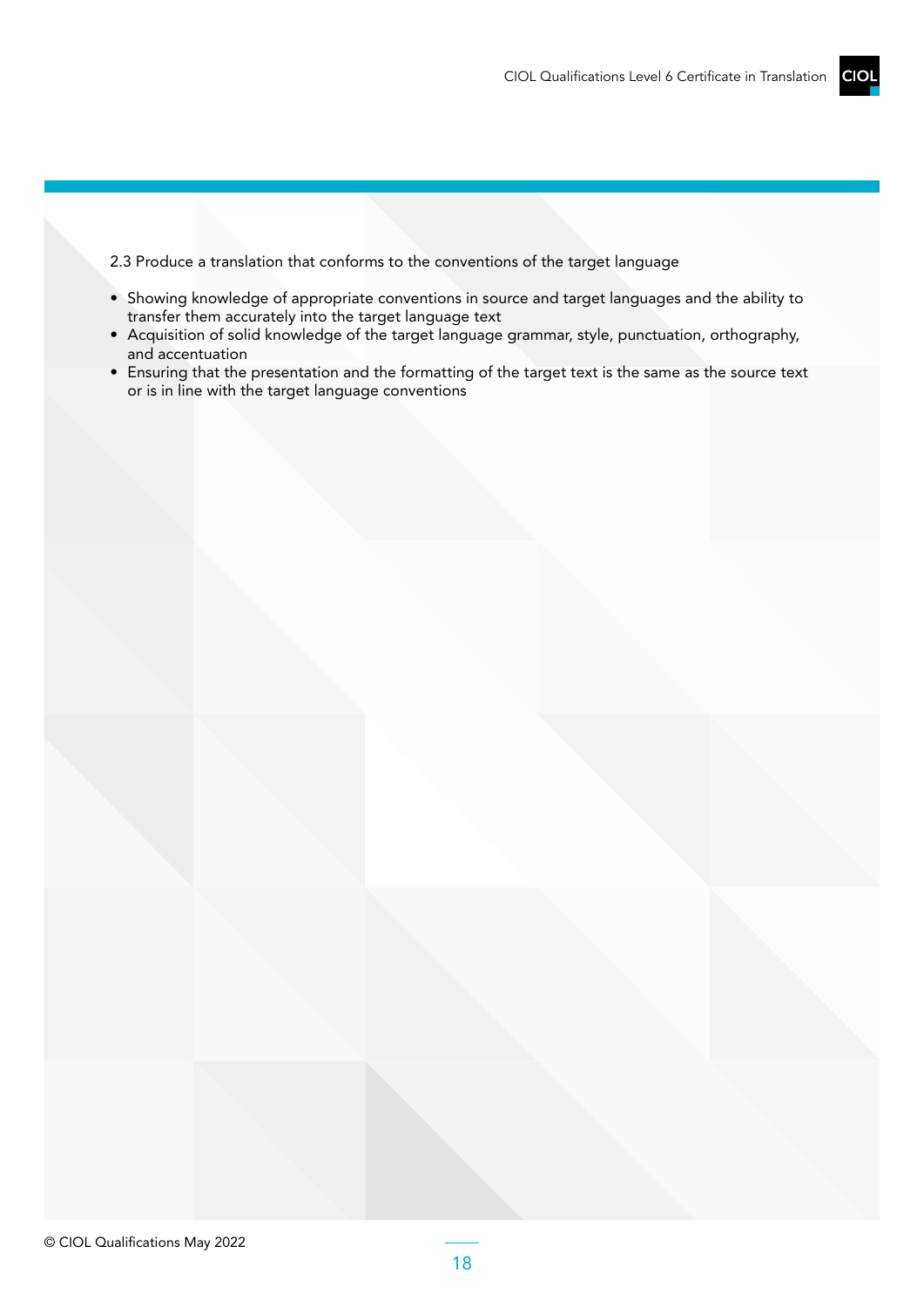2.3 Produce a translation that conforms to the conventions of the target language

- Showing knowledge of appropriate conventions in source and target languages and the ability to transfer them accurately into the target language text
- Acquisition of solid knowledge of the target language grammar, style, punctuation, orthography, and accentuation
- Ensuring that the presentation and the formatting of the target text is the same as the source text or is in line with the target language conventions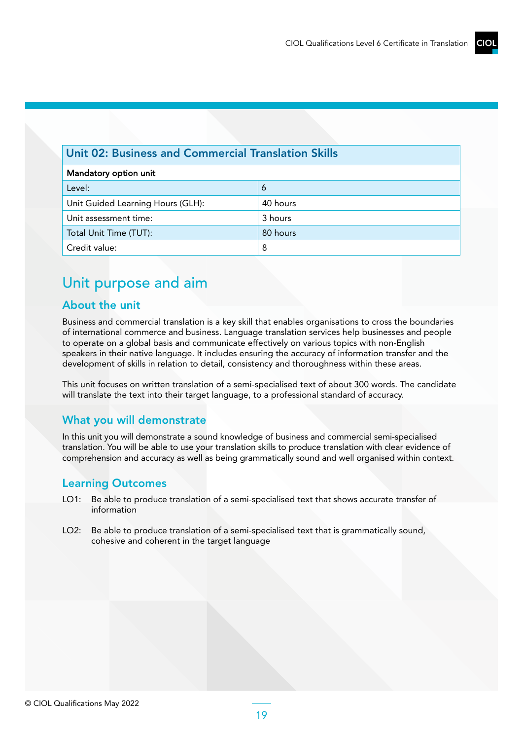| Unit 02: Business and Commercial Translation Skills | |
|---|---|
| **Mandatory option unit** | |
| Level: | 6 |
| Unit Guided Learning Hours (GLH): | 40 hours |
| Unit assessment time: | 3 hours |
| Total Unit Time (TUT): | 80 hours |
| Credit value: | 8 |

# Unit purpose and aim

## About the unit

Business and commercial translation is a key skill that enables organisations to cross the boundaries of international commerce and business. Language translation services help businesses and people to operate on a global basis and communicate effectively on various topics with non-English speakers in their native language. It includes ensuring the accuracy of information transfer and the development of skills in relation to detail, consistency and thoroughness within these areas.

This unit focuses on written translation of a semi-specialised text of about 300 words. The candidate will translate the text into their target language, to a professional standard of accuracy.

## What you will demonstrate

In this unit you will demonstrate a sound knowledge of business and commercial semi-specialised translation. You will be able to use your translation skills to produce translation with clear evidence of comprehension and accuracy as well as being grammatically sound and well organised within context.

## Learning Outcomes

LO1: Be able to produce translation of a semi-specialised text that shows accurate transfer of information

LO2: Be able to produce translation of a semi-specialised text that is grammatically sound, cohesive and coherent in the target language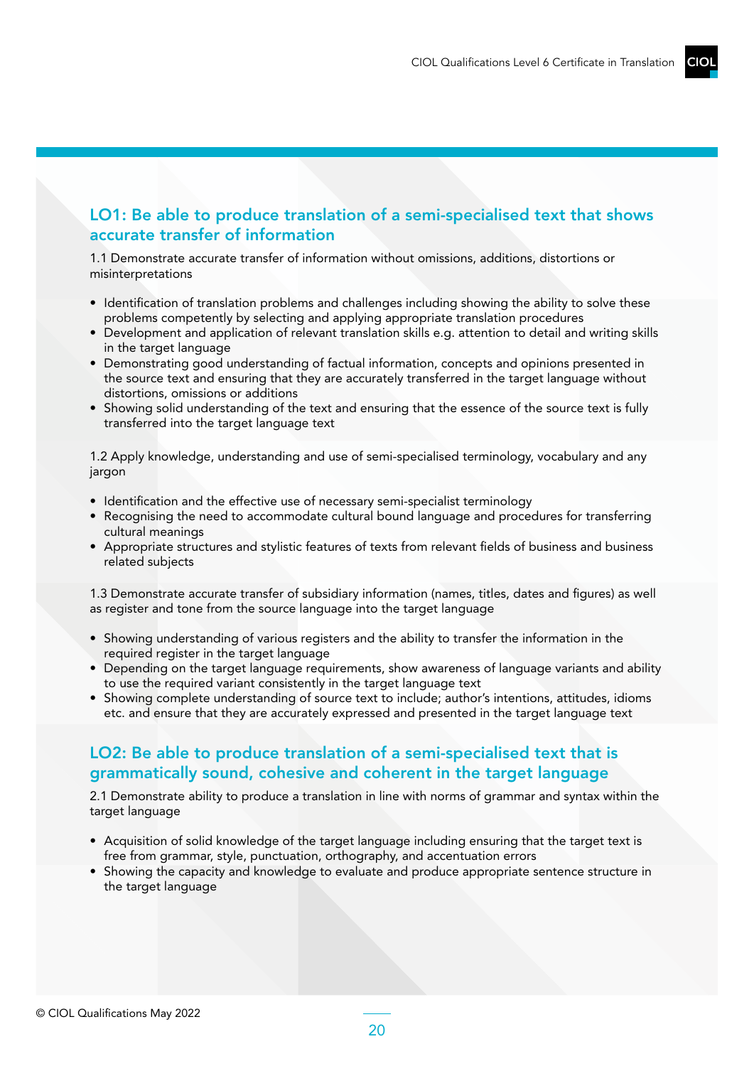## LO1: Be able to produce translation of a semi-specialised text that shows accurate transfer of information

1.1 Demonstrate accurate transfer of information without omissions, additions, distortions or misinterpretations

- Identification of translation problems and challenges including showing the ability to solve these problems competently by selecting and applying appropriate translation procedures
- Development and application of relevant translation skills e.g. attention to detail and writing skills in the target language
- Demonstrating good understanding of factual information, concepts and opinions presented in the source text and ensuring that they are accurately transferred in the target language without distortions, omissions or additions
- Showing solid understanding of the text and ensuring that the essence of the source text is fully transferred into the target language text

1.2 Apply knowledge, understanding and use of semi-specialised terminology, vocabulary and any jargon

- Identification and the effective use of necessary semi-specialist terminology
- Recognising the need to accommodate cultural bound language and procedures for transferring cultural meanings
- Appropriate structures and stylistic features of texts from relevant fields of business and business related subjects

1.3 Demonstrate accurate transfer of subsidiary information (names, titles, dates and figures) as well as register and tone from the source language into the target language

- Showing understanding of various registers and the ability to transfer the information in the required register in the target language
- Depending on the target language requirements, show awareness of language variants and ability to use the required variant consistently in the target language text
- Showing complete understanding of source text to include; author's intentions, attitudes, idioms etc. and ensure that they are accurately expressed and presented in the target language text

## LO2: Be able to produce translation of a semi-specialised text that is grammatically sound, cohesive and coherent in the target language

2.1 Demonstrate ability to produce a translation in line with norms of grammar and syntax within the target language

- Acquisition of solid knowledge of the target language including ensuring that the target text is free from grammar, style, punctuation, orthography, and accentuation errors
- Showing the capacity and knowledge to evaluate and produce appropriate sentence structure in the target language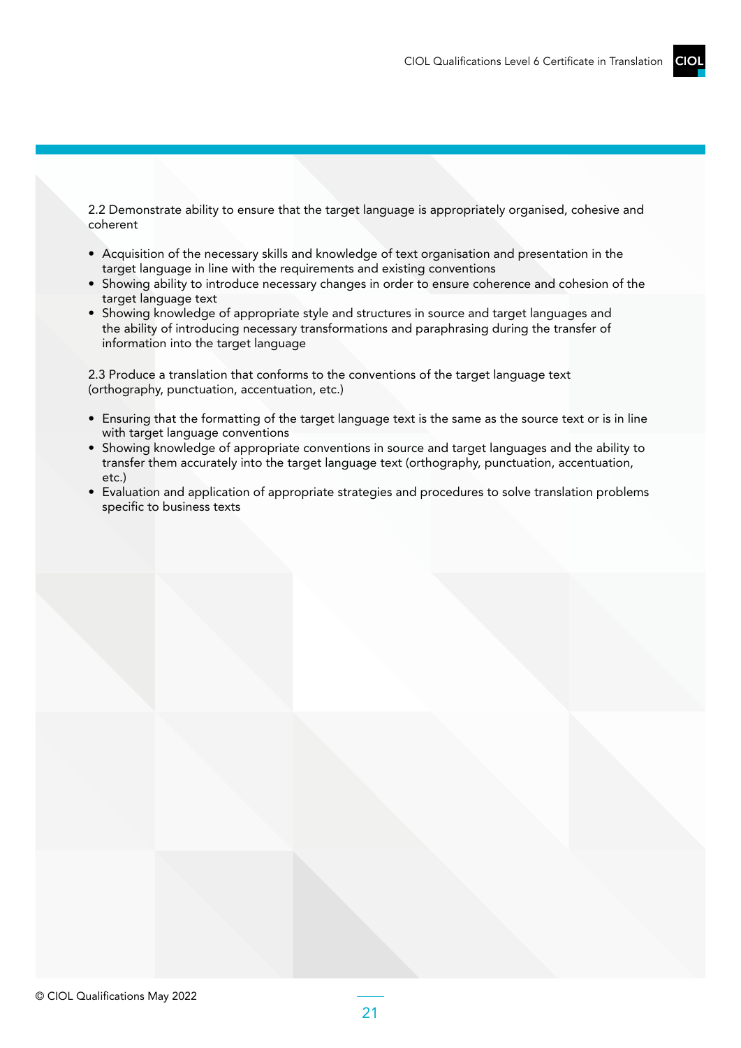2.2 Demonstrate ability to ensure that the target language is appropriately organised, cohesive and coherent

- Acquisition of the necessary skills and knowledge of text organisation and presentation in the target language in line with the requirements and existing conventions
- Showing ability to introduce necessary changes in order to ensure coherence and cohesion of the target language text
- Showing knowledge of appropriate style and structures in source and target languages and the ability of introducing necessary transformations and paraphrasing during the transfer of information into the target language

2.3 Produce a translation that conforms to the conventions of the target language text (orthography, punctuation, accentuation, etc.)

- Ensuring that the formatting of the target language text is the same as the source text or is in line with target language conventions
- Showing knowledge of appropriate conventions in source and target languages and the ability to transfer them accurately into the target language text (orthography, punctuation, accentuation, etc.)
- Evaluation and application of appropriate strategies and procedures to solve translation problems specific to business texts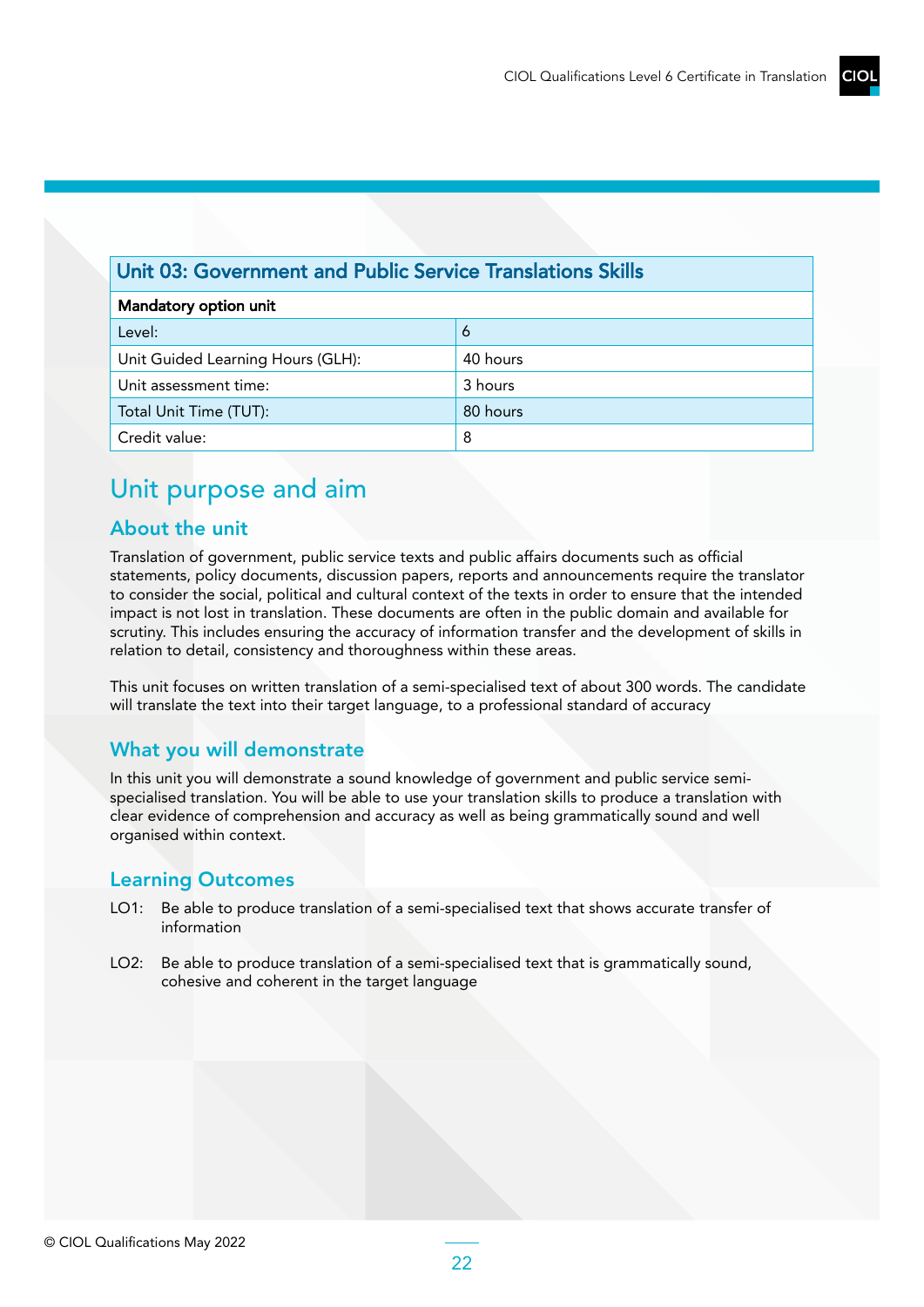| Unit 03: Government and Public Service Translations Skills | |
|---|---|
| **Mandatory option unit** | |
| Level: | 6 |
| Unit Guided Learning Hours (GLH): | 40 hours |
| Unit assessment time: | 3 hours |
| Total Unit Time (TUT): | 80 hours |
| Credit value: | 8 |

# Unit purpose and aim

## About the unit

Translation of government, public service texts and public affairs documents such as official statements, policy documents, discussion papers, reports and announcements require the translator to consider the social, political and cultural context of the texts in order to ensure that the intended impact is not lost in translation. These documents are often in the public domain and available for scrutiny. This includes ensuring the accuracy of information transfer and the development of skills in relation to detail, consistency and thoroughness within these areas.

This unit focuses on written translation of a semi-specialised text of about 300 words. The candidate will translate the text into their target language, to a professional standard of accuracy

## What you will demonstrate

In this unit you will demonstrate a sound knowledge of government and public service semi-specialised translation. You will be able to use your translation skills to produce a translation with clear evidence of comprehension and accuracy as well as being grammatically sound and well organised within context.

## Learning Outcomes

LO1: Be able to produce translation of a semi-specialised text that shows accurate transfer of information

LO2: Be able to produce translation of a semi-specialised text that is grammatically sound, cohesive and coherent in the target language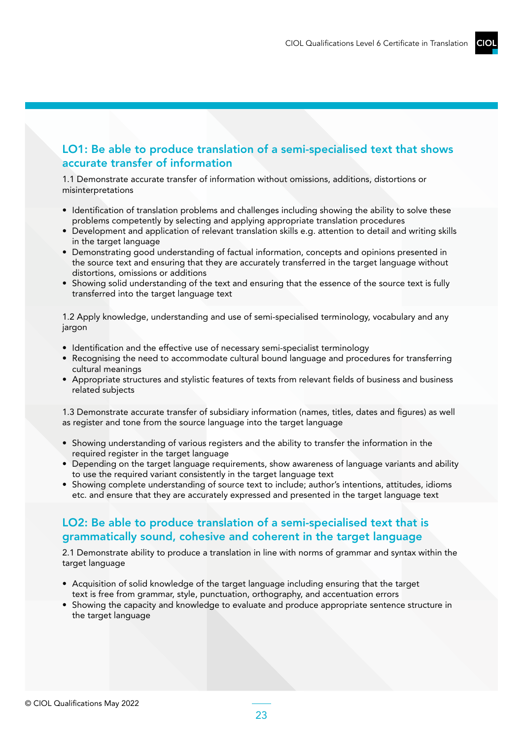## LO1: Be able to produce translation of a semi-specialised text that shows accurate transfer of information

1.1 Demonstrate accurate transfer of information without omissions, additions, distortions or misinterpretations

- Identification of translation problems and challenges including showing the ability to solve these problems competently by selecting and applying appropriate translation procedures
- Development and application of relevant translation skills e.g. attention to detail and writing skills in the target language
- Demonstrating good understanding of factual information, concepts and opinions presented in the source text and ensuring that they are accurately transferred in the target language without distortions, omissions or additions
- Showing solid understanding of the text and ensuring that the essence of the source text is fully transferred into the target language text

1.2 Apply knowledge, understanding and use of semi-specialised terminology, vocabulary and any jargon

- Identification and the effective use of necessary semi-specialist terminology
- Recognising the need to accommodate cultural bound language and procedures for transferring cultural meanings
- Appropriate structures and stylistic features of texts from relevant fields of business and business related subjects

1.3 Demonstrate accurate transfer of subsidiary information (names, titles, dates and figures) as well as register and tone from the source language into the target language

- Showing understanding of various registers and the ability to transfer the information in the required register in the target language
- Depending on the target language requirements, show awareness of language variants and ability to use the required variant consistently in the target language text
- Showing complete understanding of source text to include; author's intentions, attitudes, idioms etc. and ensure that they are accurately expressed and presented in the target language text

## LO2: Be able to produce translation of a semi-specialised text that is grammatically sound, cohesive and coherent in the target language

2.1 Demonstrate ability to produce a translation in line with norms of grammar and syntax within the target language

- Acquisition of solid knowledge of the target language including ensuring that the target text is free from grammar, style, punctuation, orthography, and accentuation errors
- Showing the capacity and knowledge to evaluate and produce appropriate sentence structure in the target language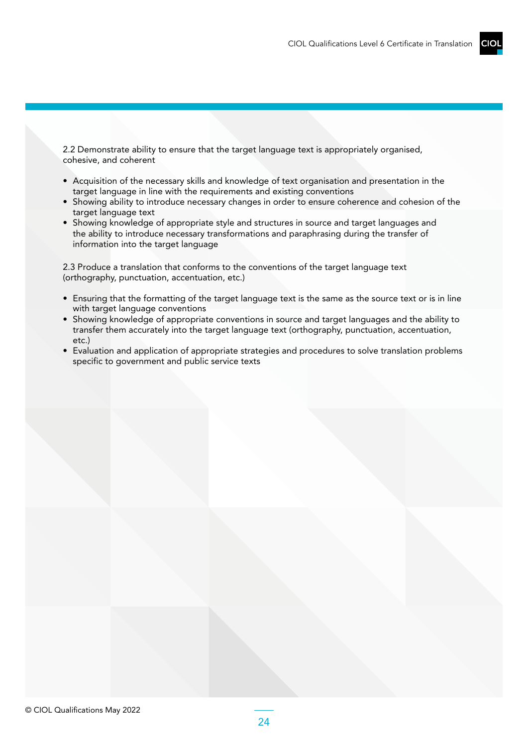2.2 Demonstrate ability to ensure that the target language text is appropriately organised, cohesive, and coherent

- Acquisition of the necessary skills and knowledge of text organisation and presentation in the target language in line with the requirements and existing conventions
- Showing ability to introduce necessary changes in order to ensure coherence and cohesion of the target language text
- Showing knowledge of appropriate style and structures in source and target languages and the ability to introduce necessary transformations and paraphrasing during the transfer of information into the target language

2.3 Produce a translation that conforms to the conventions of the target language text (orthography, punctuation, accentuation, etc.)

- Ensuring that the formatting of the target language text is the same as the source text or is in line with target language conventions
- Showing knowledge of appropriate conventions in source and target languages and the ability to transfer them accurately into the target language text (orthography, punctuation, accentuation, etc.)
- Evaluation and application of appropriate strategies and procedures to solve translation problems specific to government and public service texts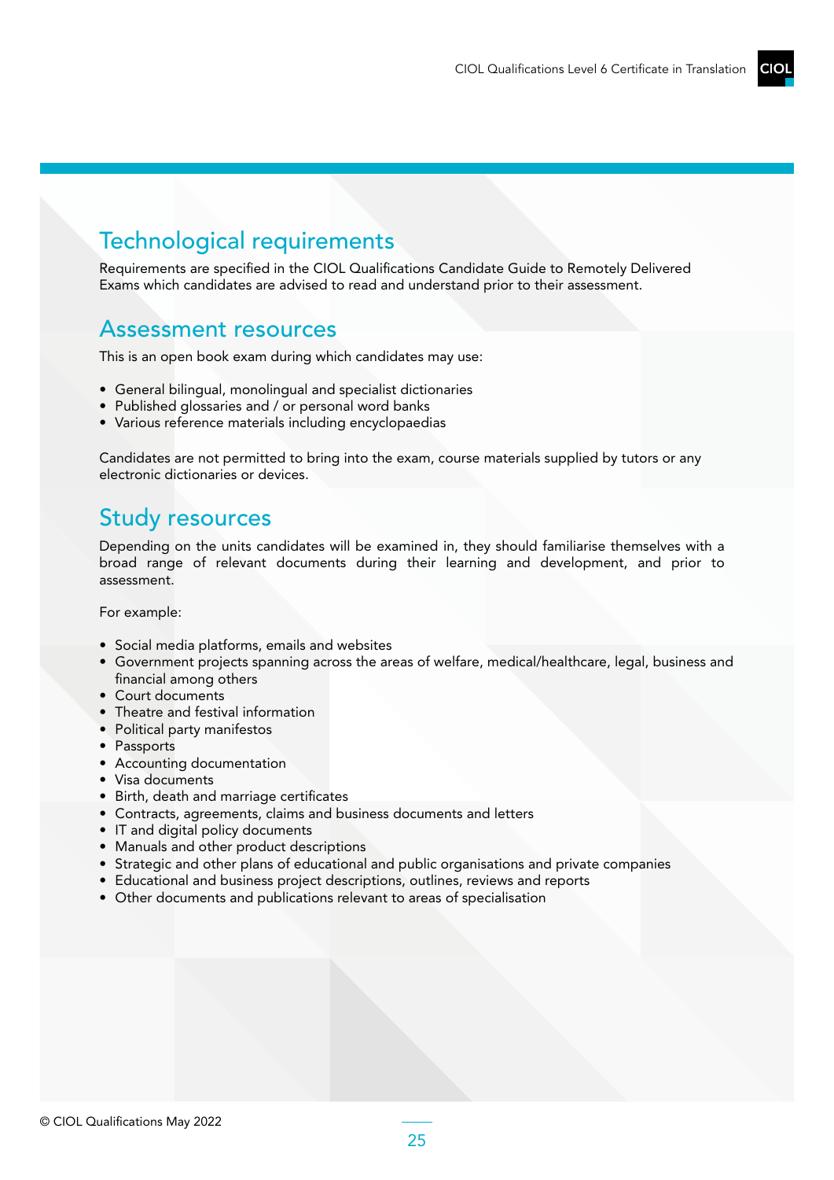## Technological requirements

Requirements are specified in the CIOL Qualifications Candidate Guide to Remotely Delivered Exams which candidates are advised to read and understand prior to their assessment.

## Assessment resources

This is an open book exam during which candidates may use:

- General bilingual, monolingual and specialist dictionaries
- Published glossaries and / or personal word banks
- Various reference materials including encyclopaedias

Candidates are not permitted to bring into the exam, course materials supplied by tutors or any electronic dictionaries or devices.

## Study resources

Depending on the units candidates will be examined in, they should familiarise themselves with a broad range of relevant documents during their learning and development, and prior to assessment.

For example:

- Social media platforms, emails and websites
- Government projects spanning across the areas of welfare, medical/healthcare, legal, business and financial among others
- Court documents
- Theatre and festival information
- Political party manifestos
- Passports
- Accounting documentation
- Visa documents
- Birth, death and marriage certificates
- Contracts, agreements, claims and business documents and letters
- IT and digital policy documents
- Manuals and other product descriptions
- Strategic and other plans of educational and public organisations and private companies
- Educational and business project descriptions, outlines, reviews and reports
- Other documents and publications relevant to areas of specialisation

© CIOL Qualifications May 2022